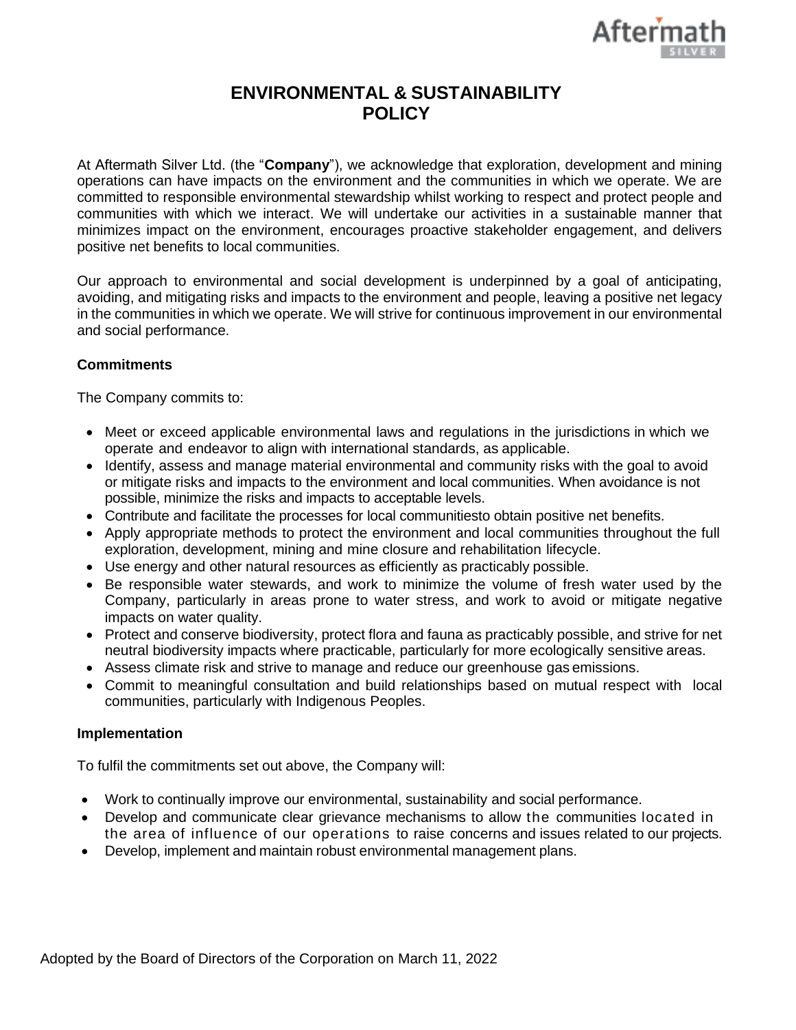# ENVIRONMENTAL & SUSTAINABILITY POLICY

At Aftermath Silver Ltd. (the "**Company**"), we acknowledge that exploration, development and mining operations can have impacts on the environment and the communities in which we operate. We are committed to responsible environmental stewardship whilst working to respect and protect people and communities with which we interact. We will undertake our activities in a sustainable manner that minimizes impact on the environment, encourages proactive stakeholder engagement, and delivers positive net benefits to local communities.

Our approach to environmental and social development is underpinned by a goal of anticipating, avoiding, and mitigating risks and impacts to the environment and people, leaving a positive net legacy in the communities in which we operate. We will strive for continuous improvement in our environmental and social performance.

### Commitments

The Company commits to:

- Meet or exceed applicable environmental laws and regulations in the jurisdictions in which we operate and endeavor to align with international standards, as applicable.
- Identify, assess and manage material environmental and community risks with the goal to avoid or mitigate risks and impacts to the environment and local communities. When avoidance is not possible, minimize the risks and impacts to acceptable levels.
- Contribute and facilitate the processes for local communitiesto obtain positive net benefits.
- Apply appropriate methods to protect the environment and local communities throughout the full exploration, development, mining and mine closure and rehabilitation lifecycle.
- Use energy and other natural resources as efficiently as practicably possible.
- Be responsible water stewards, and work to minimize the volume of fresh water used by the Company, particularly in areas prone to water stress, and work to avoid or mitigate negative impacts on water quality.
- Protect and conserve biodiversity, protect flora and fauna as practicably possible, and strive for net neutral biodiversity impacts where practicable, particularly for more ecologically sensitive areas.
- Assess climate risk and strive to manage and reduce our greenhouse gas emissions.
- Commit to meaningful consultation and build relationships based on mutual respect with local communities, particularly with Indigenous Peoples.

### Implementation

To fulfil the commitments set out above, the Company will:

- Work to continually improve our environmental, sustainability and social performance.
- Develop and communicate clear grievance mechanisms to allow the communities located in the area of influence of our operations to raise concerns and issues related to our projects.
- Develop, implement and maintain robust environmental management plans.

Adopted by the Board of Directors of the Corporation on March 11, 2022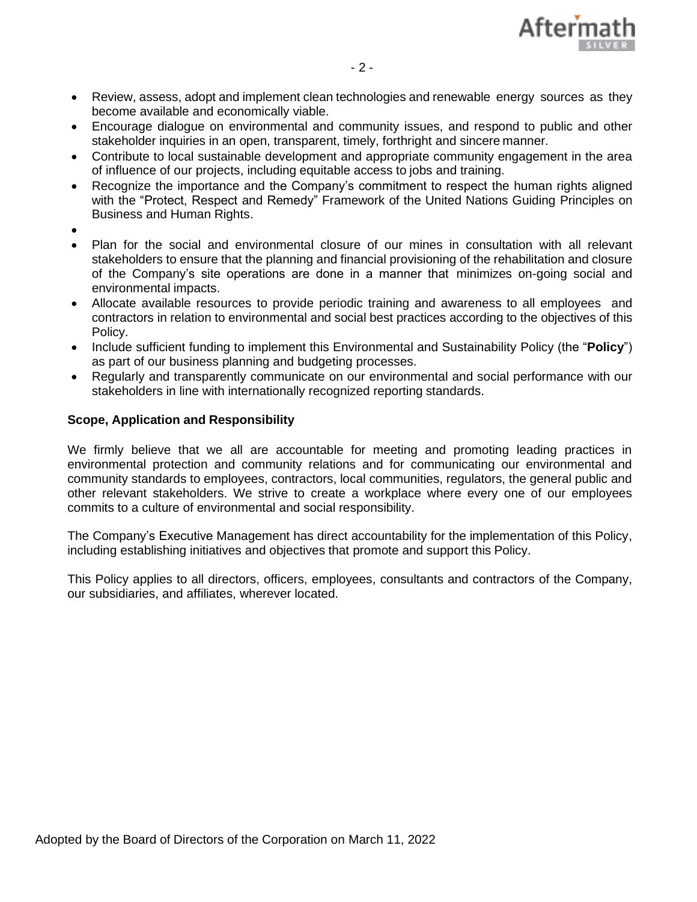- Review, assess, adopt and implement clean technologies and renewable energy sources as they become available and economically viable.
- Encourage dialogue on environmental and community issues, and respond to public and other stakeholder inquiries in an open, transparent, timely, forthright and sincere manner.
- Contribute to local sustainable development and appropriate community engagement in the area of influence of our projects, including equitable access to jobs and training.
- Recognize the importance and the Company's commitment to respect the human rights aligned with the "Protect, Respect and Remedy" Framework of the United Nations Guiding Principles on Business and Human Rights.
- 
- Plan for the social and environmental closure of our mines in consultation with all relevant stakeholders to ensure that the planning and financial provisioning of the rehabilitation and closure of the Company's site operations are done in a manner that minimizes on-going social and environmental impacts.
- Allocate available resources to provide periodic training and awareness to all employees and contractors in relation to environmental and social best practices according to the objectives of this Policy.
- Include sufficient funding to implement this Environmental and Sustainability Policy (the "**Policy**") as part of our business planning and budgeting processes.
- Regularly and transparently communicate on our environmental and social performance with our stakeholders in line with internationally recognized reporting standards.

**Scope, Application and Responsibility**

We firmly believe that we all are accountable for meeting and promoting leading practices in environmental protection and community relations and for communicating our environmental and community standards to employees, contractors, local communities, regulators, the general public and other relevant stakeholders. We strive to create a workplace where every one of our employees commits to a culture of environmental and social responsibility.

The Company's Executive Management has direct accountability for the implementation of this Policy, including establishing initiatives and objectives that promote and support this Policy.

This Policy applies to all directors, officers, employees, consultants and contractors of the Company, our subsidiaries, and affiliates, wherever located.

Adopted by the Board of Directors of the Corporation on March 11, 2022